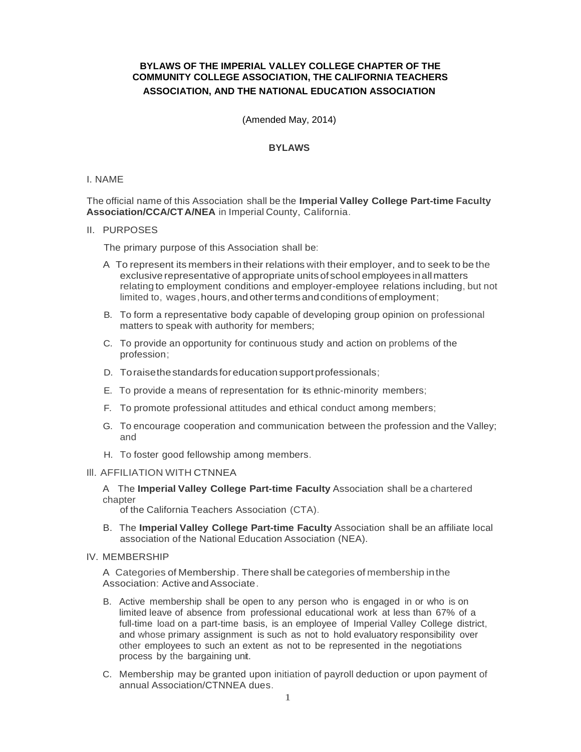# BYLAWS OF THE IMPERIAL VALLEY COLLEGE CHAPTER OF THE COMMUNITY COLLEGE ASSOCIATION, THE CALIFORNIA TEACHERS ASSOCIATION, AND THE NATIONAL EDUCATION ASSOCIATION

(Amended May, 2014)

## BYLAWS

### I. NAME

The official name of this Association shall be the **Imperial Valley College Part-time Faculty Association/CCA/CTA/NEA** in Imperial County, California.

### II. PURPOSES

The primary purpose of this Association shall be:

A. To represent its members in their relations with their employer, and to seek to be the exclusive representative of appropriate units of school employees in all matters relating to employment conditions and employer-employee relations including, but not limited to, wages, hours, and other terms and conditions of employment;

B. To form a representative body capable of developing group opinion on professional matters to speak with authority for members;

C. To provide an opportunity for continuous study and action on problems of the profession;

D. To raise the standards for education support professionals;

E. To provide a means of representation for its ethnic-minority members;

F. To promote professional attitudes and ethical conduct among members;

G. To encourage cooperation and communication between the profession and the Valley; and

H. To foster good fellowship among members.

### III. AFFILIATION WITH CTNNEA

A. The **Imperial Valley College Part-time Faculty** Association shall be a chartered chapter of the California Teachers Association (CTA).

B. The **Imperial Valley College Part-time Faculty** Association shall be an affiliate local association of the National Education Association (NEA).

### IV. MEMBERSHIP

A. Categories of Membership. There shall be categories of membership in the Association: Active and Associate.

B. Active membership shall be open to any person who is engaged in or who is on limited leave of absence from professional educational work at less than 67% of a full-time load on a part-time basis, is an employee of Imperial Valley College district, and whose primary assignment is such as not to hold evaluatory responsibility over other employees to such an extent as not to be represented in the negotiations process by the bargaining unit.

C. Membership may be granted upon initiation of payroll deduction or upon payment of annual Association/CTNNEA dues.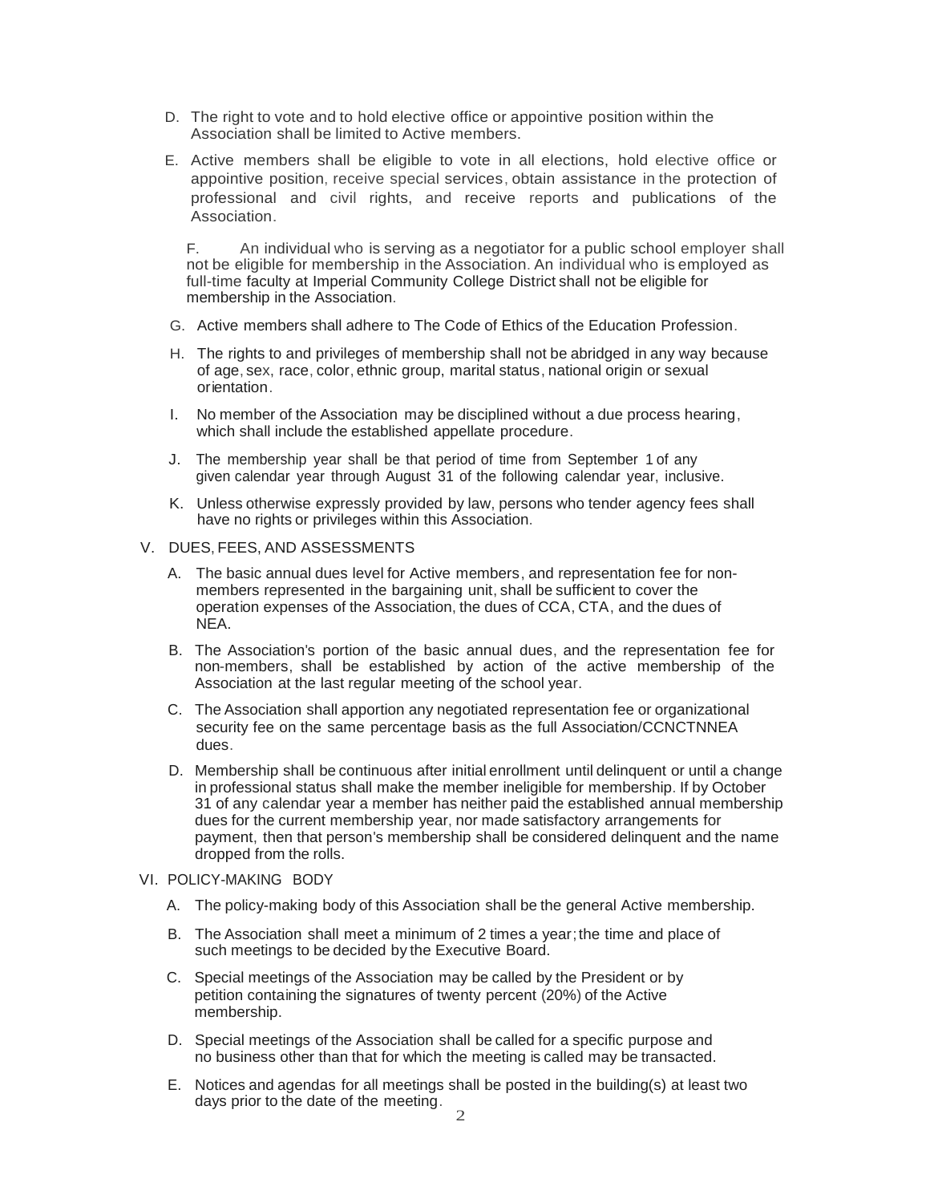D. The right to vote and to hold elective office or appointive position within the Association shall be limited to Active members.

E. Active members shall be eligible to vote in all elections, hold elective office or appointive position, receive special services, obtain assistance in the protection of professional and civil rights, and receive reports and publications of the Association.

F. An individual who is serving as a negotiator for a public school employer shall not be eligible for membership in the Association. An individual who is employed as full-time faculty at Imperial Community College District shall not be eligible for membership in the Association.

G. Active members shall adhere to The Code of Ethics of the Education Profession.

H. The rights to and privileges of membership shall not be abridged in any way because of age, sex, race, color, ethnic group, marital status, national origin or sexual orientation.

I. No member of the Association may be disciplined without a due process hearing, which shall include the established appellate procedure.

J. The membership year shall be that period of time from September 1 of any given calendar year through August 31 of the following calendar year, inclusive.

K. Unless otherwise expressly provided by law, persons who tender agency fees shall have no rights or privileges within this Association.

## V. DUES, FEES, AND ASSESSMENTS

A. The basic annual dues level for Active members, and representation fee for non-members represented in the bargaining unit, shall be sufficient to cover the operation expenses of the Association, the dues of CCA, CTA, and the dues of NEA.

B. The Association's portion of the basic annual dues, and the representation fee for non-members, shall be established by action of the active membership of the Association at the last regular meeting of the school year.

C. The Association shall apportion any negotiated representation fee or organizational security fee on the same percentage basis as the full Association/CCNCTNNEA dues.

D. Membership shall be continuous after initial enrollment until delinquent or until a change in professional status shall make the member ineligible for membership. If by October 31 of any calendar year a member has neither paid the established annual membership dues for the current membership year, nor made satisfactory arrangements for payment, then that person's membership shall be considered delinquent and the name dropped from the rolls.

## VI. POLICY-MAKING BODY

A. The policy-making body of this Association shall be the general Active membership.

B. The Association shall meet a minimum of 2 times a year; the time and place of such meetings to be decided by the Executive Board.

C. Special meetings of the Association may be called by the President or by petition containing the signatures of twenty percent (20%) of the Active membership.

D. Special meetings of the Association shall be called for a specific purpose and no business other than that for which the meeting is called may be transacted.

E. Notices and agendas for all meetings shall be posted in the building(s) at least two days prior to the date of the meeting.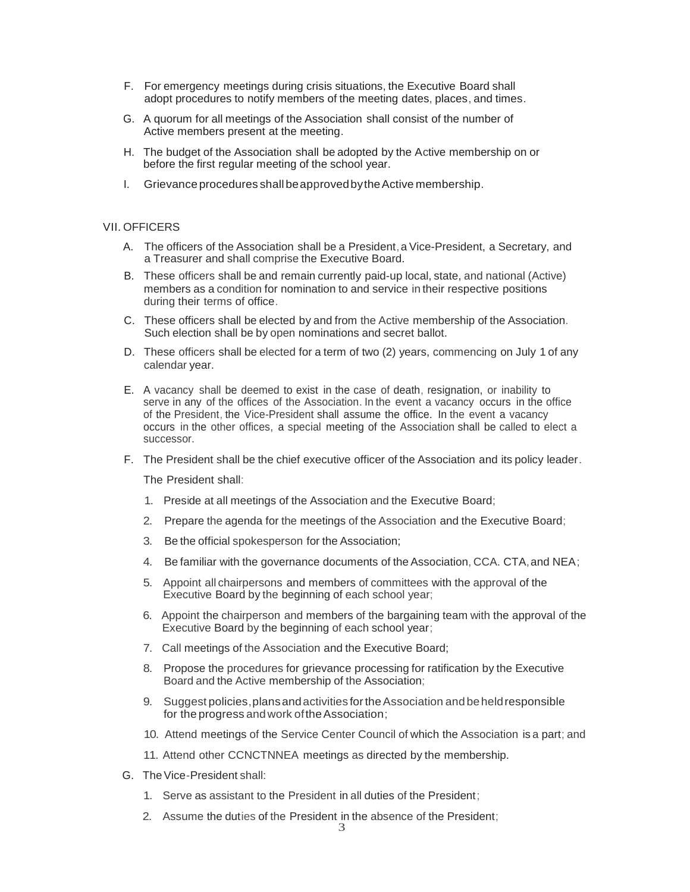F. For emergency meetings during crisis situations, the Executive Board shall adopt procedures to notify members of the meeting dates, places, and times.

G. A quorum for all meetings of the Association shall consist of the number of Active members present at the meeting.

H. The budget of the Association shall be adopted by the Active membership on or before the first regular meeting of the school year.

I. Grievance procedures shall be approved by the Active membership.

## VII. OFFICERS

A. The officers of the Association shall be a President, a Vice-President, a Secretary, and a Treasurer and shall comprise the Executive Board.

B. These officers shall be and remain currently paid-up local, state, and national (Active) members as a condition for nomination to and service in their respective positions during their terms of office.

C. These officers shall be elected by and from the Active membership of the Association. Such election shall be by open nominations and secret ballot.

D. These officers shall be elected for a term of two (2) years, commencing on July 1 of any calendar year.

E. A vacancy shall be deemed to exist in the case of death, resignation, or inability to serve in any of the offices of the Association. In the event a vacancy occurs in the office of the President, the Vice-President shall assume the office. In the event a vacancy occurs in the other offices, a special meeting of the Association shall be called to elect a successor.

F. The President shall be the chief executive officer of the Association and its policy leader.

   The President shall:

   1. Preside at all meetings of the Association and the Executive Board;
   2. Prepare the agenda for the meetings of the Association and the Executive Board;
   3. Be the official spokesperson for the Association;
   4. Be familiar with the governance documents of the Association, CCA. CTA, and NEA;
   5. Appoint all chairpersons and members of committees with the approval of the Executive Board by the beginning of each school year;
   6. Appoint the chairperson and members of the bargaining team with the approval of the Executive Board by the beginning of each school year;
   7. Call meetings of the Association and the Executive Board;
   8. Propose the procedures for grievance processing for ratification by the Executive Board and the Active membership of the Association;
   9. Suggest policies, plans and activities for the Association and be held responsible for the progress and work of the Association;
   10. Attend meetings of the Service Center Council of which the Association is a part; and
   11. Attend other CCNCTNNEA meetings as directed by the membership.

G. The Vice-President shall:

   1. Serve as assistant to the President in all duties of the President;
   2. Assume the duties of the President in the absence of the President;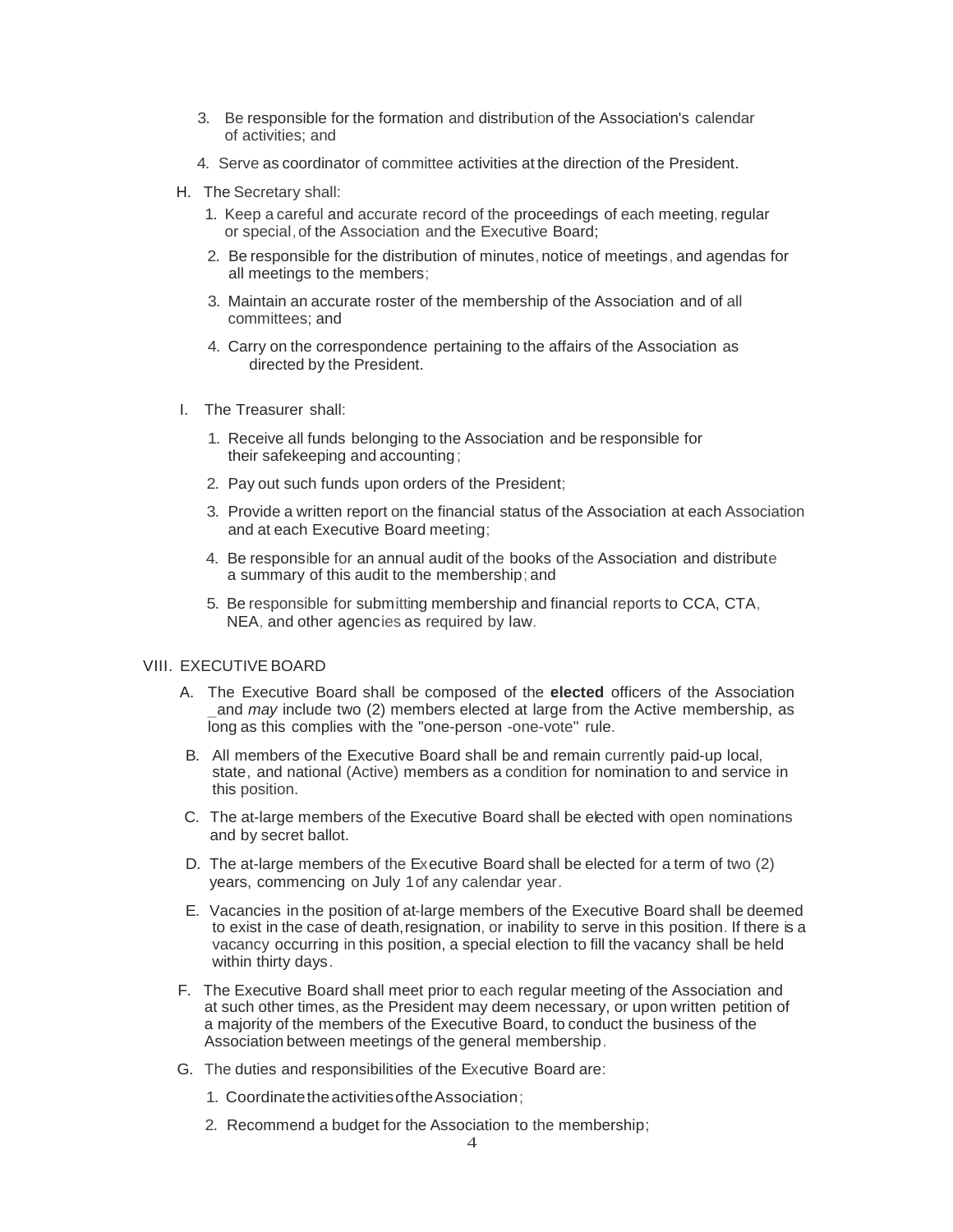3. Be responsible for the formation and distribution of the Association's calendar of activities; and
4. Serve as coordinator of committee activities at the direction of the President.

H. The Secretary shall:

1. Keep a careful and accurate record of the proceedings of each meeting, regular or special, of the Association and the Executive Board;
2. Be responsible for the distribution of minutes, notice of meetings, and agendas for all meetings to the members;
3. Maintain an accurate roster of the membership of the Association and of all committees; and
4. Carry on the correspondence pertaining to the affairs of the Association as directed by the President.

I. The Treasurer shall:

1. Receive all funds belonging to the Association and be responsible for their safekeeping and accounting;
2. Pay out such funds upon orders of the President;
3. Provide a written report on the financial status of the Association at each Association and at each Executive Board meeting;
4. Be responsible for an annual audit of the books of the Association and distribute a summary of this audit to the membership; and
5. Be responsible for submitting membership and financial reports to CCA, CTA, NEA, and other agencies as required by law.

## VIII. EXECUTIVE BOARD

A. The Executive Board shall be composed of the **elected** officers of the Association _and *may* include two (2) members elected at large from the Active membership, as long as this complies with the "one-person -one-vote" rule.

B. All members of the Executive Board shall be and remain currently paid-up local, state, and national (Active) members as a condition for nomination to and service in this position.

C. The at-large members of the Executive Board shall be elected with open nominations and by secret ballot.

D. The at-large members of the Executive Board shall be elected for a term of two (2) years, commencing on July 1 of any calendar year.

E. Vacancies in the position of at-large members of the Executive Board shall be deemed to exist in the case of death, resignation, or inability to serve in this position. If there is a vacancy occurring in this position, a special election to fill the vacancy shall be held within thirty days.

F. The Executive Board shall meet prior to each regular meeting of the Association and at such other times, as the President may deem necessary, or upon written petition of a majority of the members of the Executive Board, to conduct the business of the Association between meetings of the general membership.

G. The duties and responsibilities of the Executive Board are:

1. Coordinate the activities of the Association;
2. Recommend a budget for the Association to the membership;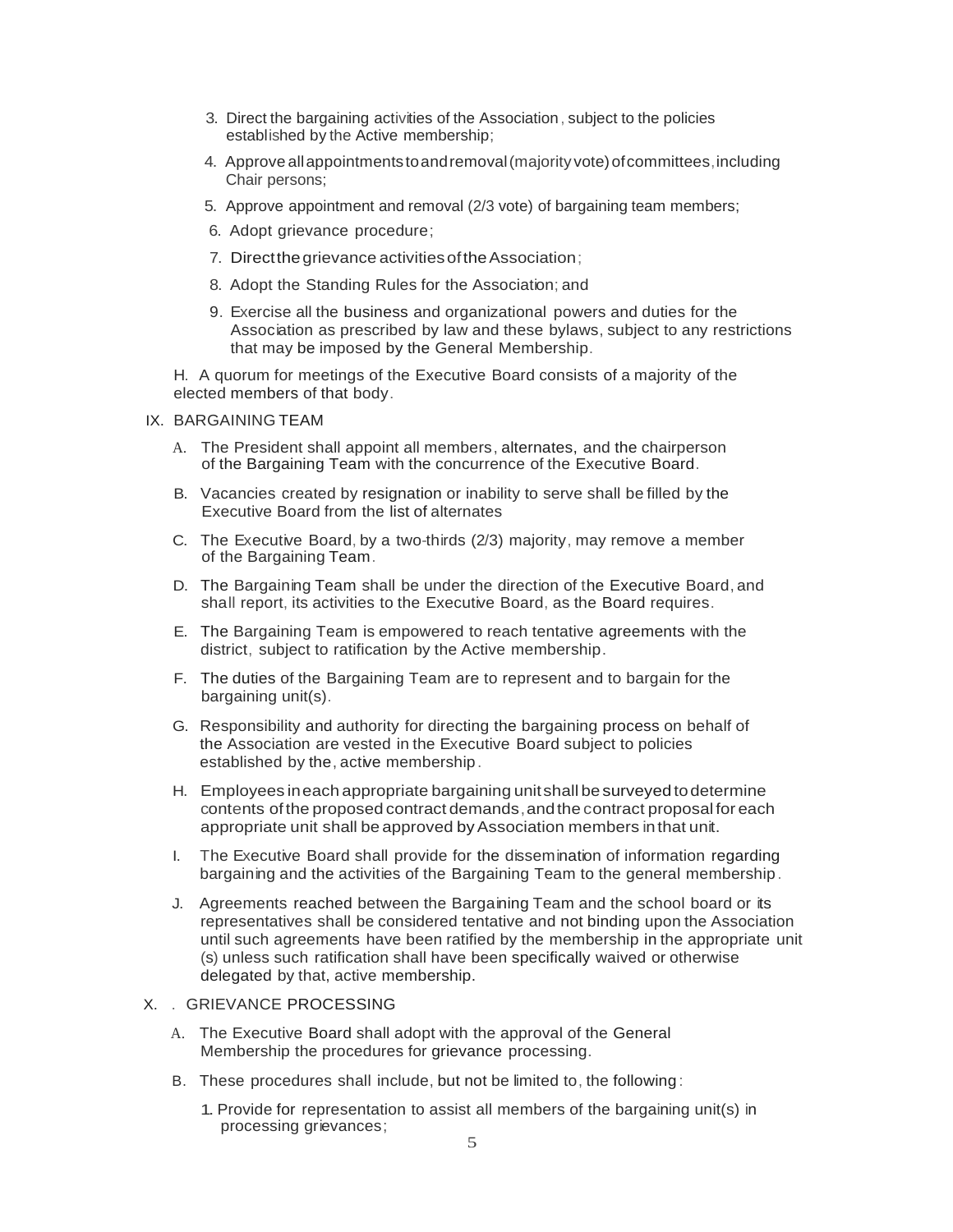3. Direct the bargaining activities of the Association, subject to the policies established by the Active membership;
4. Approve all appointments to and removal (majority vote) of committees, including Chair persons;
5. Approve appointment and removal (2/3 vote) of bargaining team members;
6. Adopt grievance procedure;
7. Direct the grievance activities of the Association;
8. Adopt the Standing Rules for the Association; and
9. Exercise all the business and organizational powers and duties for the Association as prescribed by law and these bylaws, subject to any restrictions that may be imposed by the General Membership.

H. A quorum for meetings of the Executive Board consists of a majority of the elected members of that body.

## IX. BARGAINING TEAM

A. The President shall appoint all members, alternates, and the chairperson of the Bargaining Team with the concurrence of the Executive Board.

B. Vacancies created by resignation or inability to serve shall be filled by the Executive Board from the list of alternates

C. The Executive Board, by a two-thirds (2/3) majority, may remove a member of the Bargaining Team.

D. The Bargaining Team shall be under the direction of the Executive Board, and shall report, its activities to the Executive Board, as the Board requires.

E. The Bargaining Team is empowered to reach tentative agreements with the district, subject to ratification by the Active membership.

F. The duties of the Bargaining Team are to represent and to bargain for the bargaining unit(s).

G. Responsibility and authority for directing the bargaining process on behalf of the Association are vested in the Executive Board subject to policies established by the, active membership.

H. Employees in each appropriate bargaining unit shall be surveyed to determine contents of the proposed contract demands, and the contract proposal for each appropriate unit shall be approved by Association members in that unit.

I. The Executive Board shall provide for the dissemination of information regarding bargaining and the activities of the Bargaining Team to the general membership.

J. Agreements reached between the Bargaining Team and the school board or its representatives shall be considered tentative and not binding upon the Association until such agreements have been ratified by the membership in the appropriate unit (s) unless such ratification shall have been specifically waived or otherwise delegated by that, active membership.

## X. . GRIEVANCE PROCESSING

A. The Executive Board shall adopt with the approval of the General Membership the procedures for grievance processing.

B. These procedures shall include, but not be limited to, the following:

1. Provide for representation to assist all members of the bargaining unit(s) in processing grievances;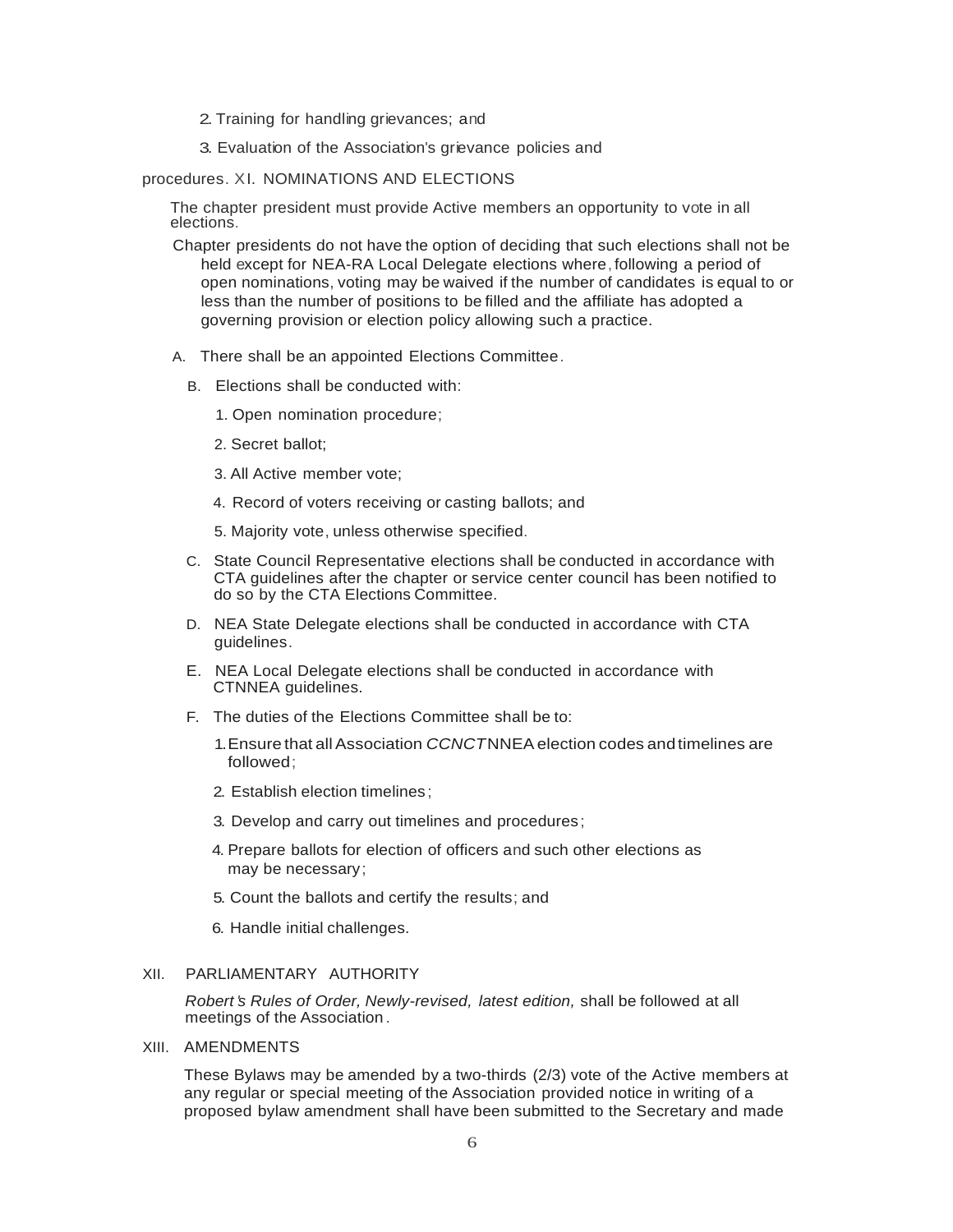2. Training for handling grievances; and

3. Evaluation of the Association's grievance policies and procedures.

## XI. NOMINATIONS AND ELECTIONS

The chapter president must provide Active members an opportunity to vote in all elections.

Chapter presidents do not have the option of deciding that such elections shall not be held except for NEA-RA Local Delegate elections where, following a period of open nominations, voting may be waived if the number of candidates is equal to or less than the number of positions to be filled and the affiliate has adopted a governing provision or election policy allowing such a practice.

A. There shall be an appointed Elections Committee.

B. Elections shall be conducted with:

1. Open nomination procedure;
2. Secret ballot;
3. All Active member vote;
4. Record of voters receiving or casting ballots; and
5. Majority vote, unless otherwise specified.

C. State Council Representative elections shall be conducted in accordance with CTA guidelines after the chapter or service center council has been notified to do so by the CTA Elections Committee.

D. NEA State Delegate elections shall be conducted in accordance with CTA guidelines.

E. NEA Local Delegate elections shall be conducted in accordance with CTNNEA guidelines.

F. The duties of the Elections Committee shall be to:

1. Ensure that all Association *CCNCT*NNEA election codes and timelines are followed;
2. Establish election timelines;
3. Develop and carry out timelines and procedures;
4. Prepare ballots for election of officers and such other elections as may be necessary;
5. Count the ballots and certify the results; and
6. Handle initial challenges.

## XII. PARLIAMENTARY AUTHORITY

*Robert's Rules of Order, Newly-revised, latest edition,* shall be followed at all meetings of the Association.

## XIII. AMENDMENTS

These Bylaws may be amended by a two-thirds (2/3) vote of the Active members at any regular or special meeting of the Association provided notice in writing of a proposed bylaw amendment shall have been submitted to the Secretary and made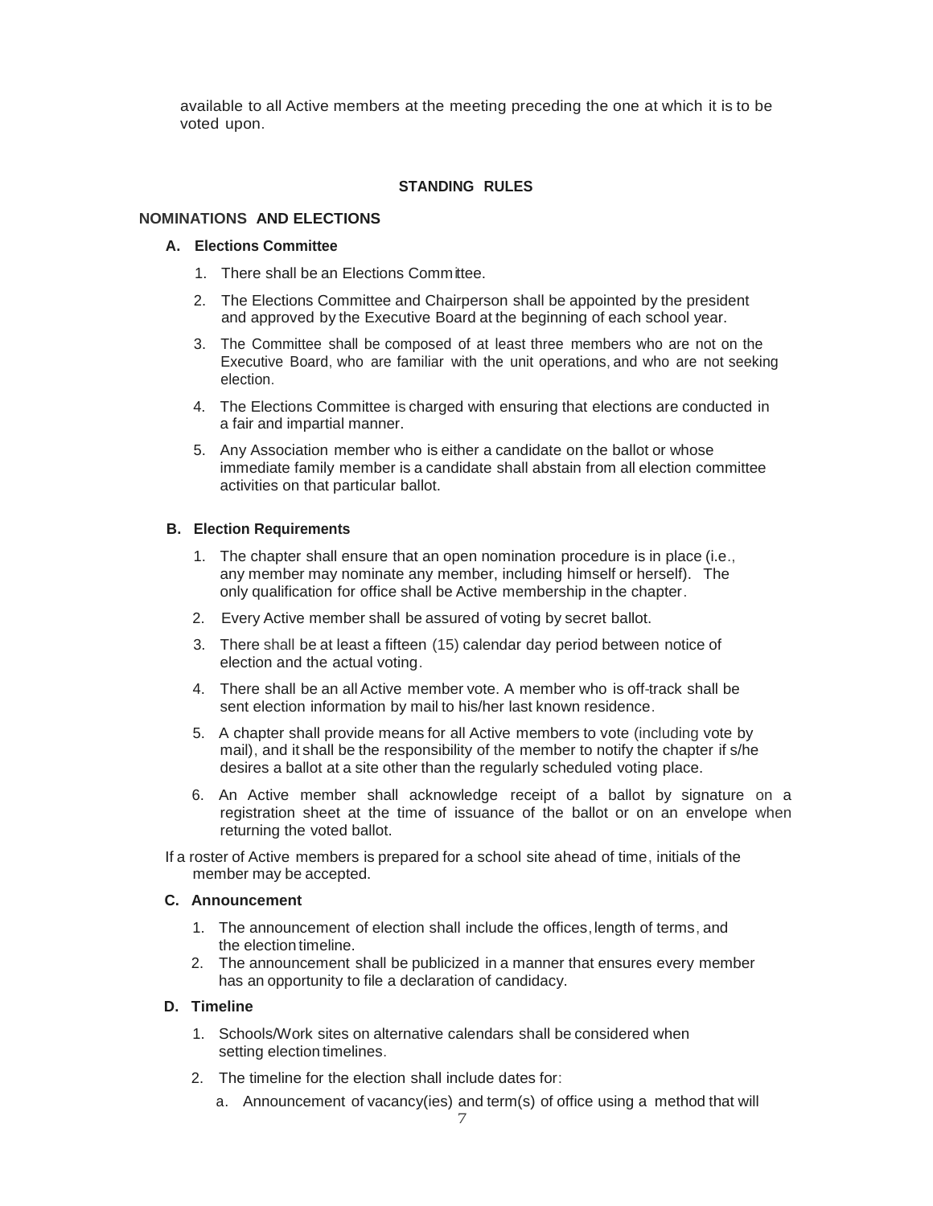available to all Active members at the meeting preceding the one at which it is to be voted upon.

## STANDING RULES

### NOMINATIONS AND ELECTIONS

**A. Elections Committee**

1. There shall be an Elections Committee.
2. The Elections Committee and Chairperson shall be appointed by the president and approved by the Executive Board at the beginning of each school year.
3. The Committee shall be composed of at least three members who are not on the Executive Board, who are familiar with the unit operations, and who are not seeking election.
4. The Elections Committee is charged with ensuring that elections are conducted in a fair and impartial manner.
5. Any Association member who is either a candidate on the ballot or whose immediate family member is a candidate shall abstain from all election committee activities on that particular ballot.

**B. Election Requirements**

1. The chapter shall ensure that an open nomination procedure is in place (i.e., any member may nominate any member, including himself or herself). The only qualification for office shall be Active membership in the chapter.
2. Every Active member shall be assured of voting by secret ballot.
3. There shall be at least a fifteen (15) calendar day period between notice of election and the actual voting.
4. There shall be an all Active member vote. A member who is off-track shall be sent election information by mail to his/her last known residence.
5. A chapter shall provide means for all Active members to vote (including vote by mail), and it shall be the responsibility of the member to notify the chapter if s/he desires a ballot at a site other than the regularly scheduled voting place.
6. An Active member shall acknowledge receipt of a ballot by signature on a registration sheet at the time of issuance of the ballot or on an envelope when returning the voted ballot.

If a roster of Active members is prepared for a school site ahead of time, initials of the member may be accepted.

**C. Announcement**

1. The announcement of election shall include the offices, length of terms, and the election timeline.
2. The announcement shall be publicized in a manner that ensures every member has an opportunity to file a declaration of candidacy.

**D. Timeline**

1. Schools/Work sites on alternative calendars shall be considered when setting election timelines.
2. The timeline for the election shall include dates for:
   a. Announcement of vacancy(ies) and term(s) of office using a method that will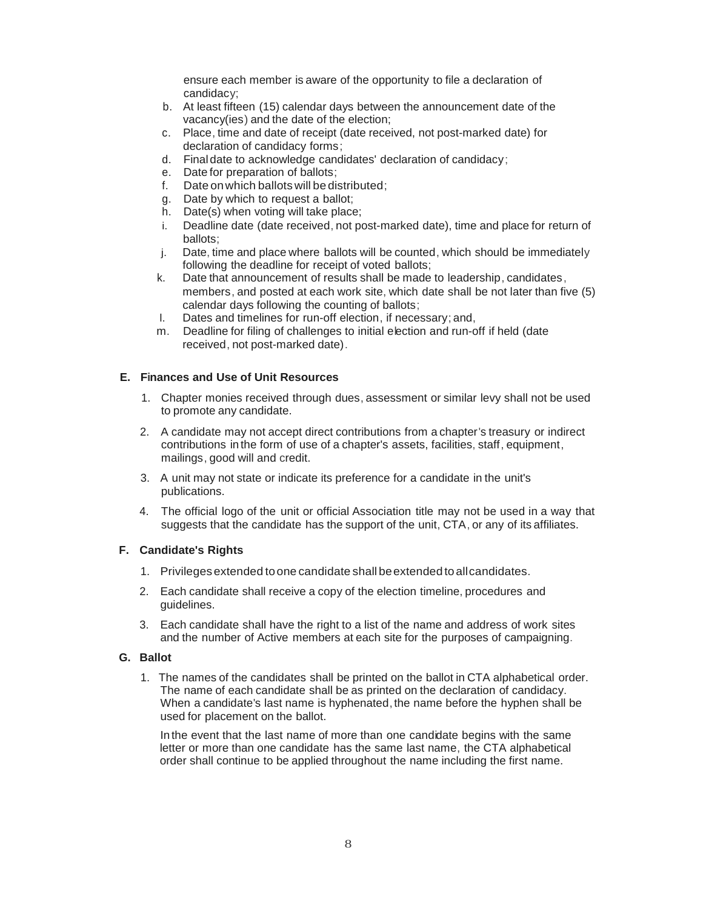ensure each member is aware of the opportunity to file a declaration of candidacy;

b. At least fifteen (15) calendar days between the announcement date of the vacancy(ies) and the date of the election;
c. Place, time and date of receipt (date received, not post-marked date) for declaration of candidacy forms;
d. Final date to acknowledge candidates' declaration of candidacy;
e. Date for preparation of ballots;
f. Date on which ballots will be distributed;
g. Date by which to request a ballot;
h. Date(s) when voting will take place;
i. Deadline date (date received, not post-marked date), time and place for return of ballots;
j. Date, time and place where ballots will be counted, which should be immediately following the deadline for receipt of voted ballots;
k. Date that announcement of results shall be made to leadership, candidates, members, and posted at each work site, which date shall be not later than five (5) calendar days following the counting of ballots;
l. Dates and timelines for run-off election, if necessary; and,
m. Deadline for filing of challenges to initial election and run-off if held (date received, not post-marked date).

### E. Finances and Use of Unit Resources

1. Chapter monies received through dues, assessment or similar levy shall not be used to promote any candidate.

2. A candidate may not accept direct contributions from a chapter's treasury or indirect contributions in the form of use of a chapter's assets, facilities, staff, equipment, mailings, good will and credit.

3. A unit may not state or indicate its preference for a candidate in the unit's publications.

4. The official logo of the unit or official Association title may not be used in a way that suggests that the candidate has the support of the unit, CTA, or any of its affiliates.

### F. Candidate's Rights

1. Privileges extended to one candidate shall be extended to all candidates.

2. Each candidate shall receive a copy of the election timeline, procedures and guidelines.

3. Each candidate shall have the right to a list of the name and address of work sites and the number of Active members at each site for the purposes of campaigning.

### G. Ballot

1. The names of the candidates shall be printed on the ballot in CTA alphabetical order. The name of each candidate shall be as printed on the declaration of candidacy. When a candidate's last name is hyphenated, the name before the hyphen shall be used for placement on the ballot.

   In the event that the last name of more than one candidate begins with the same letter or more than one candidate has the same last name, the CTA alphabetical order shall continue to be applied throughout the name including the first name.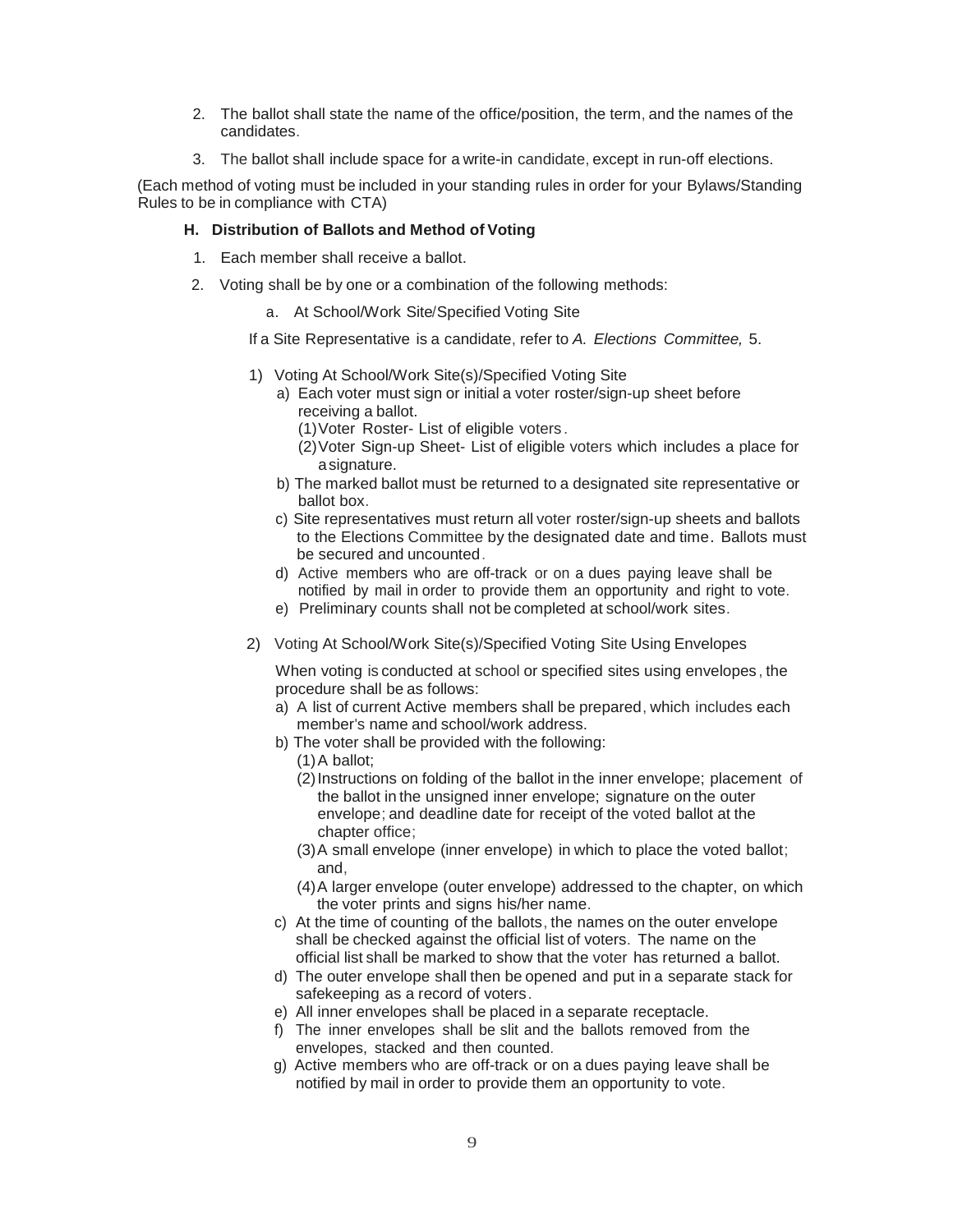2. The ballot shall state the name of the office/position, the term, and the names of the candidates.
3. The ballot shall include space for a write-in candidate, except in run-off elections.

(Each method of voting must be included in your standing rules in order for your Bylaws/Standing Rules to be in compliance with CTA)

#### H. Distribution of Ballots and Method of Voting

1. Each member shall receive a ballot.
2. Voting shall be by one or a combination of the following methods:

   a. At School/Work Site/Specified Voting Site

   If a Site Representative is a candidate, refer to *A. Elections Committee,* 5.

   1) Voting At School/Work Site(s)/Specified Voting Site
      a) Each voter must sign or initial a voter roster/sign-up sheet before receiving a ballot.
         (1) Voter Roster- List of eligible voters.
         (2) Voter Sign-up Sheet- List of eligible voters which includes a place for a signature.
      b) The marked ballot must be returned to a designated site representative or ballot box.
      c) Site representatives must return all voter roster/sign-up sheets and ballots to the Elections Committee by the designated date and time. Ballots must be secured and uncounted.
      d) Active members who are off-track or on a dues paying leave shall be notified by mail in order to provide them an opportunity and right to vote.
      e) Preliminary counts shall not be completed at school/work sites.

   2) Voting At School/Work Site(s)/Specified Voting Site Using Envelopes

      When voting is conducted at school or specified sites using envelopes, the procedure shall be as follows:
      a) A list of current Active members shall be prepared, which includes each member's name and school/work address.
      b) The voter shall be provided with the following:
         (1) A ballot;
         (2) Instructions on folding of the ballot in the inner envelope; placement of the ballot in the unsigned inner envelope; signature on the outer envelope; and deadline date for receipt of the voted ballot at the chapter office;
         (3) A small envelope (inner envelope) in which to place the voted ballot; and,
         (4) A larger envelope (outer envelope) addressed to the chapter, on which the voter prints and signs his/her name.
      c) At the time of counting of the ballots, the names on the outer envelope shall be checked against the official list of voters. The name on the official list shall be marked to show that the voter has returned a ballot.
      d) The outer envelope shall then be opened and put in a separate stack for safekeeping as a record of voters.
      e) All inner envelopes shall be placed in a separate receptacle.
      f) The inner envelopes shall be slit and the ballots removed from the envelopes, stacked and then counted.
      g) Active members who are off-track or on a dues paying leave shall be notified by mail in order to provide them an opportunity to vote.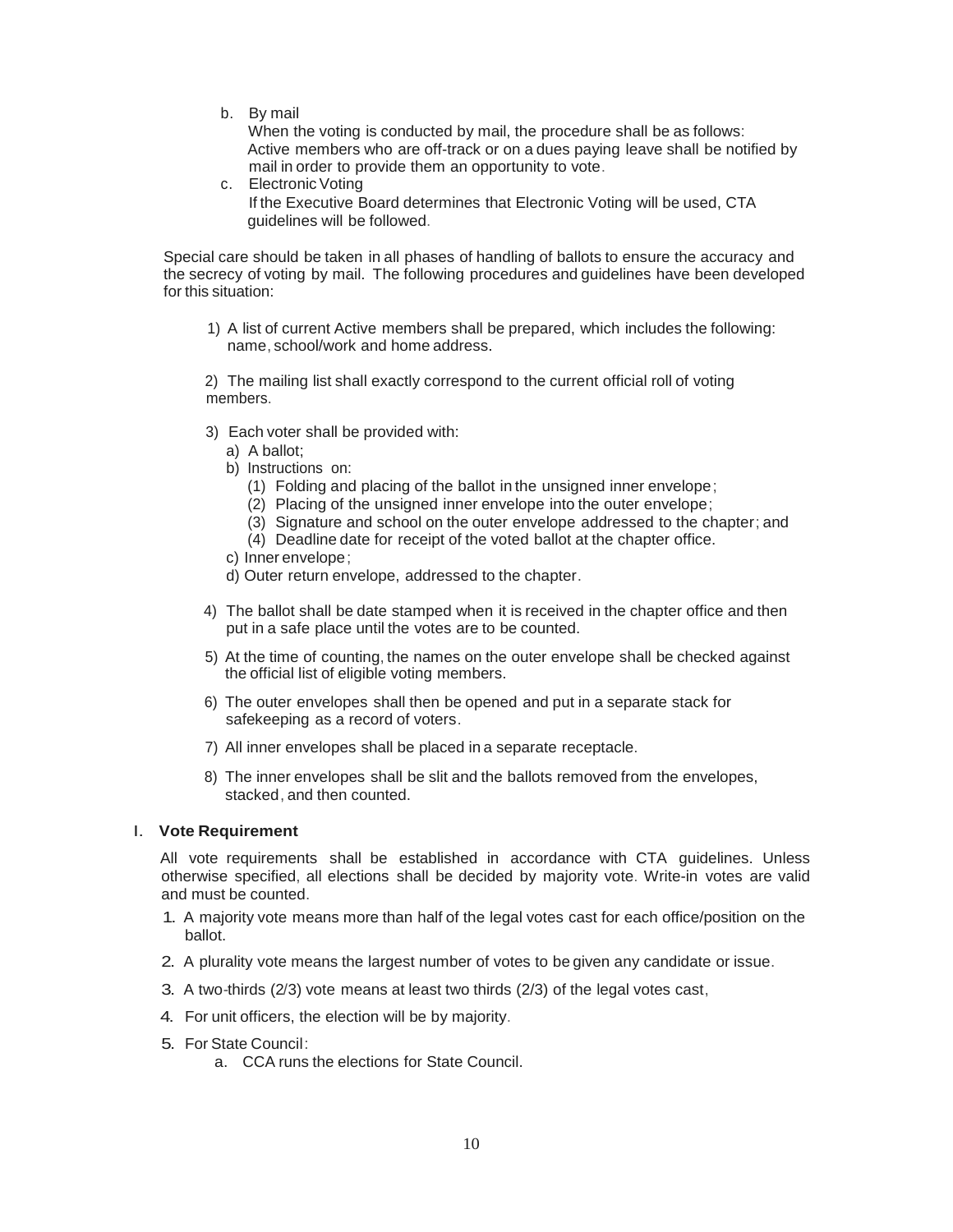b. By mail

   When the voting is conducted by mail, the procedure shall be as follows: Active members who are off-track or on a dues paying leave shall be notified by mail in order to provide them an opportunity to vote.

c. Electronic Voting

   If the Executive Board determines that Electronic Voting will be used, CTA guidelines will be followed.

Special care should be taken in all phases of handling of ballots to ensure the accuracy and the secrecy of voting by mail. The following procedures and guidelines have been developed for this situation:

1) A list of current Active members shall be prepared, which includes the following: name, school/work and home address.

2) The mailing list shall exactly correspond to the current official roll of voting members.

3) Each voter shall be provided with:
   - a) A ballot;
   - b) Instructions on:
     - (1) Folding and placing of the ballot in the unsigned inner envelope;
     - (2) Placing of the unsigned inner envelope into the outer envelope;
     - (3) Signature and school on the outer envelope addressed to the chapter; and
     - (4) Deadline date for receipt of the voted ballot at the chapter office.
   - c) Inner envelope;
   - d) Outer return envelope, addressed to the chapter.

4) The ballot shall be date stamped when it is received in the chapter office and then put in a safe place until the votes are to be counted.

5) At the time of counting, the names on the outer envelope shall be checked against the official list of eligible voting members.

6) The outer envelopes shall then be opened and put in a separate stack for safekeeping as a record of voters.

7) All inner envelopes shall be placed in a separate receptacle.

8) The inner envelopes shall be slit and the ballots removed from the envelopes, stacked, and then counted.

## I. Vote Requirement

All vote requirements shall be established in accordance with CTA guidelines. Unless otherwise specified, all elections shall be decided by majority vote. Write-in votes are valid and must be counted.

1. A majority vote means more than half of the legal votes cast for each office/position on the ballot.
2. A plurality vote means the largest number of votes to be given any candidate or issue.
3. A two-thirds (2/3) vote means at least two thirds (2/3) of the legal votes cast,
4. For unit officers, the election will be by majority.
5. For State Council:
   a. CCA runs the elections for State Council.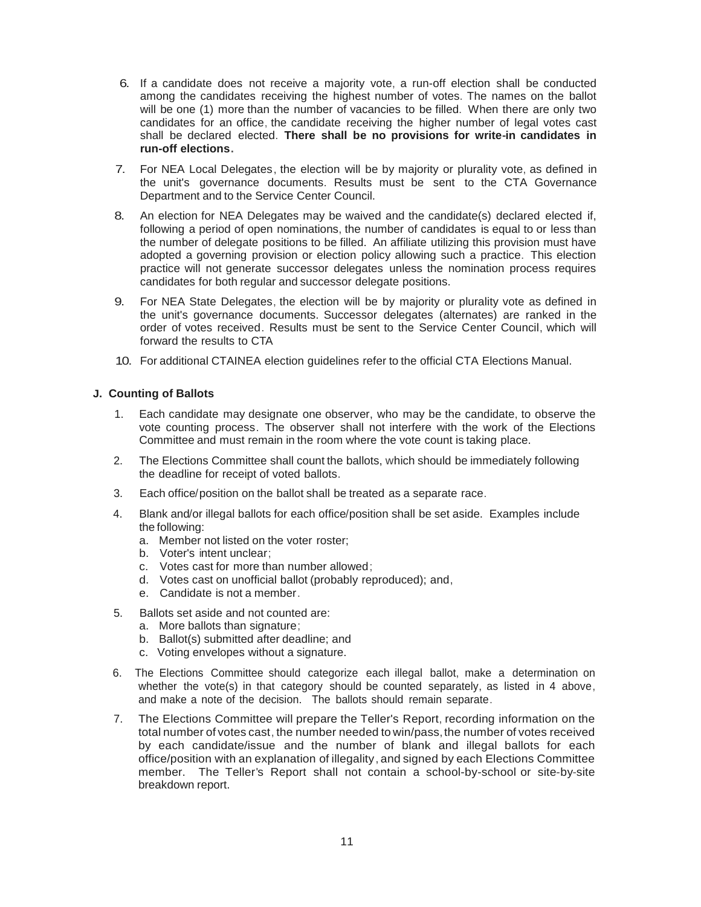6. If a candidate does not receive a majority vote, a run-off election shall be conducted among the candidates receiving the highest number of votes. The names on the ballot will be one (1) more than the number of vacancies to be filled. When there are only two candidates for an office, the candidate receiving the higher number of legal votes cast shall be declared elected. **There shall be no provisions for write-in candidates in run-off elections.**

7. For NEA Local Delegates, the election will be by majority or plurality vote, as defined in the unit's governance documents. Results must be sent to the CTA Governance Department and to the Service Center Council.

8. An election for NEA Delegates may be waived and the candidate(s) declared elected if, following a period of open nominations, the number of candidates is equal to or less than the number of delegate positions to be filled. An affiliate utilizing this provision must have adopted a governing provision or election policy allowing such a practice. This election practice will not generate successor delegates unless the nomination process requires candidates for both regular and successor delegate positions.

9. For NEA State Delegates, the election will be by majority or plurality vote as defined in the unit's governance documents. Successor delegates (alternates) are ranked in the order of votes received. Results must be sent to the Service Center Council, which will forward the results to CTA

10. For additional CTAINEA election guidelines refer to the official CTA Elections Manual.

**J. Counting of Ballots**

1. Each candidate may designate one observer, who may be the candidate, to observe the vote counting process. The observer shall not interfere with the work of the Elections Committee and must remain in the room where the vote count is taking place.

2. The Elections Committee shall count the ballots, which should be immediately following the deadline for receipt of voted ballots.

3. Each office/position on the ballot shall be treated as a separate race.

4. Blank and/or illegal ballots for each office/position shall be set aside. Examples include the following:
   a. Member not listed on the voter roster;
   b. Voter's intent unclear;
   c. Votes cast for more than number allowed;
   d. Votes cast on unofficial ballot (probably reproduced); and,
   e. Candidate is not a member.

5. Ballots set aside and not counted are:
   a. More ballots than signature;
   b. Ballot(s) submitted after deadline; and
   c. Voting envelopes without a signature.

6. The Elections Committee should categorize each illegal ballot, make a determination on whether the vote(s) in that category should be counted separately, as listed in 4 above, and make a note of the decision. The ballots should remain separate.

7. The Elections Committee will prepare the Teller's Report, recording information on the total number of votes cast, the number needed to win/pass, the number of votes received by each candidate/issue and the number of blank and illegal ballots for each office/position with an explanation of illegality, and signed by each Elections Committee member. The Teller's Report shall not contain a school-by-school or site-by-site breakdown report.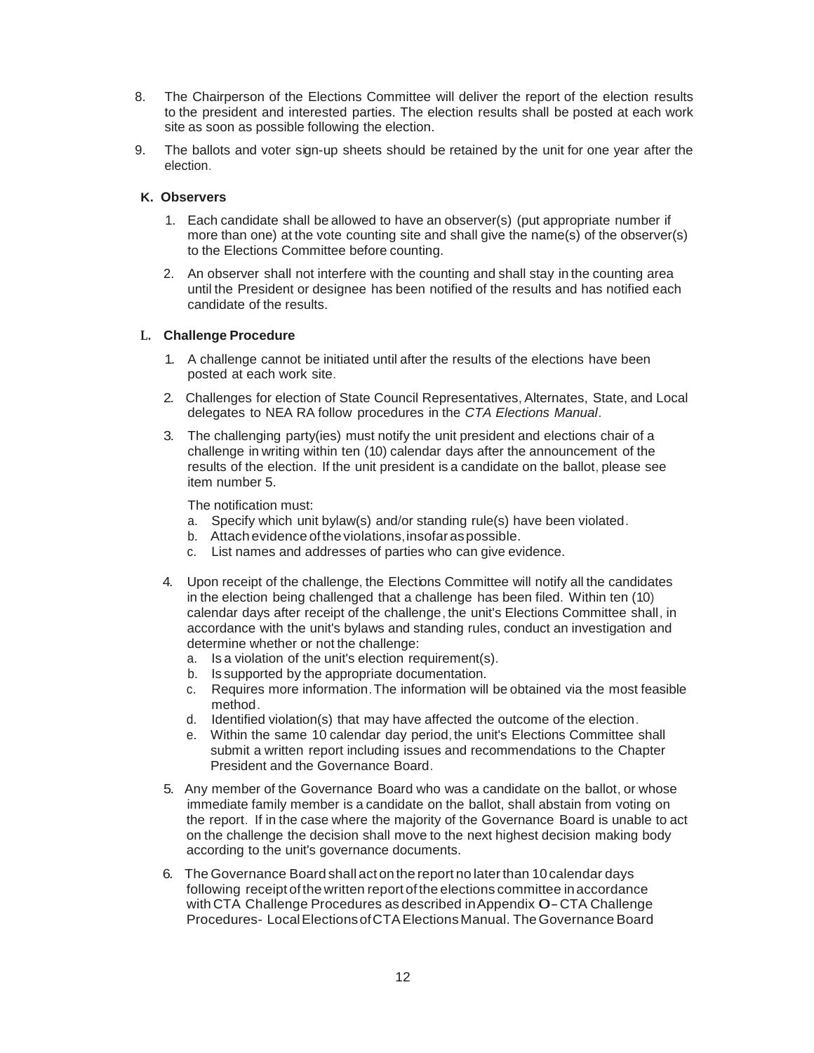8. The Chairperson of the Elections Committee will deliver the report of the election results to the president and interested parties. The election results shall be posted at each work site as soon as possible following the election.

9. The ballots and voter sign-up sheets should be retained by the unit for one year after the election.

### K. Observers

1. Each candidate shall be allowed to have an observer(s) (put appropriate number if more than one) at the vote counting site and shall give the name(s) of the observer(s) to the Elections Committee before counting.

2. An observer shall not interfere with the counting and shall stay in the counting area until the President or designee has been notified of the results and has notified each candidate of the results.

### L. Challenge Procedure

1. A challenge cannot be initiated until after the results of the elections have been posted at each work site.

2. Challenges for election of State Council Representatives, Alternates, State, and Local delegates to NEA RA follow procedures in the *CTA Elections Manual*.

3. The challenging party(ies) must notify the unit president and elections chair of a challenge in writing within ten (10) calendar days after the announcement of the results of the election. If the unit president is a candidate on the ballot, please see item number 5.

   The notification must:
   a. Specify which unit bylaw(s) and/or standing rule(s) have been violated.
   b. Attach evidence of the violations, insofar as possible.
   c. List names and addresses of parties who can give evidence.

4. Upon receipt of the challenge, the Elections Committee will notify all the candidates in the election being challenged that a challenge has been filed. Within ten (10) calendar days after receipt of the challenge, the unit's Elections Committee shall, in accordance with the unit's bylaws and standing rules, conduct an investigation and determine whether or not the challenge:
   a. Is a violation of the unit's election requirement(s).
   b. Is supported by the appropriate documentation.
   c. Requires more information. The information will be obtained via the most feasible method.
   d. Identified violation(s) that may have affected the outcome of the election.
   e. Within the same 10 calendar day period, the unit's Elections Committee shall submit a written report including issues and recommendations to the Chapter President and the Governance Board.

5. Any member of the Governance Board who was a candidate on the ballot, or whose immediate family member is a candidate on the ballot, shall abstain from voting on the report. If in the case where the majority of the Governance Board is unable to act on the challenge the decision shall move to the next highest decision making body according to the unit's governance documents.

6. The Governance Board shall act on the report no later than 10 calendar days following receipt of the written report of the elections committee in accordance with CTA Challenge Procedures as described in Appendix O- CTA Challenge Procedures- Local Elections of CTA Elections Manual. The Governance Board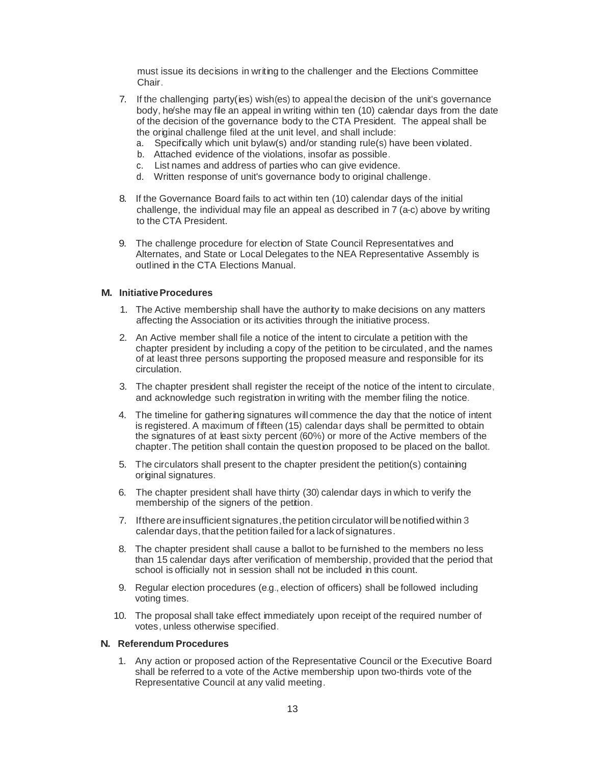must issue its decisions in writing to the challenger and the Elections Committee Chair.

7. If the challenging party(ies) wish(es) to appeal the decision of the unit's governance body, he/she may file an appeal in writing within ten (10) calendar days from the date of the decision of the governance body to the CTA President. The appeal shall be the original challenge filed at the unit level, and shall include:
   a. Specifically which unit bylaw(s) and/or standing rule(s) have been violated.
   b. Attached evidence of the violations, insofar as possible.
   c. List names and address of parties who can give evidence.
   d. Written response of unit's governance body to original challenge.

8. If the Governance Board fails to act within ten (10) calendar days of the initial challenge, the individual may file an appeal as described in 7 (a-c) above by writing to the CTA President.

9. The challenge procedure for election of State Council Representatives and Alternates, and State or Local Delegates to the NEA Representative Assembly is outlined in the CTA Elections Manual.

**M. Initiative Procedures**

1. The Active membership shall have the authority to make decisions on any matters affecting the Association or its activities through the initiative process.
2. An Active member shall file a notice of the intent to circulate a petition with the chapter president by including a copy of the petition to be circulated, and the names of at least three persons supporting the proposed measure and responsible for its circulation.
3. The chapter president shall register the receipt of the notice of the intent to circulate, and acknowledge such registration in writing with the member filing the notice.
4. The timeline for gathering signatures will commence the day that the notice of intent is registered. A maximum of fifteen (15) calendar days shall be permitted to obtain the signatures of at least sixty percent (60%) or more of the Active members of the chapter. The petition shall contain the question proposed to be placed on the ballot.
5. The circulators shall present to the chapter president the petition(s) containing original signatures.
6. The chapter president shall have thirty (30) calendar days in which to verify the membership of the signers of the petition.
7. If there are insufficient signatures, the petition circulator will be notified within 3 calendar days, that the petition failed for a lack of signatures.
8. The chapter president shall cause a ballot to be furnished to the members no less than 15 calendar days after verification of membership, provided that the period that school is officially not in session shall not be included in this count.
9. Regular election procedures (e.g., election of officers) shall be followed including voting times.
10. The proposal shall take effect immediately upon receipt of the required number of votes, unless otherwise specified.

**N. Referendum Procedures**

1. Any action or proposed action of the Representative Council or the Executive Board shall be referred to a vote of the Active membership upon two-thirds vote of the Representative Council at any valid meeting.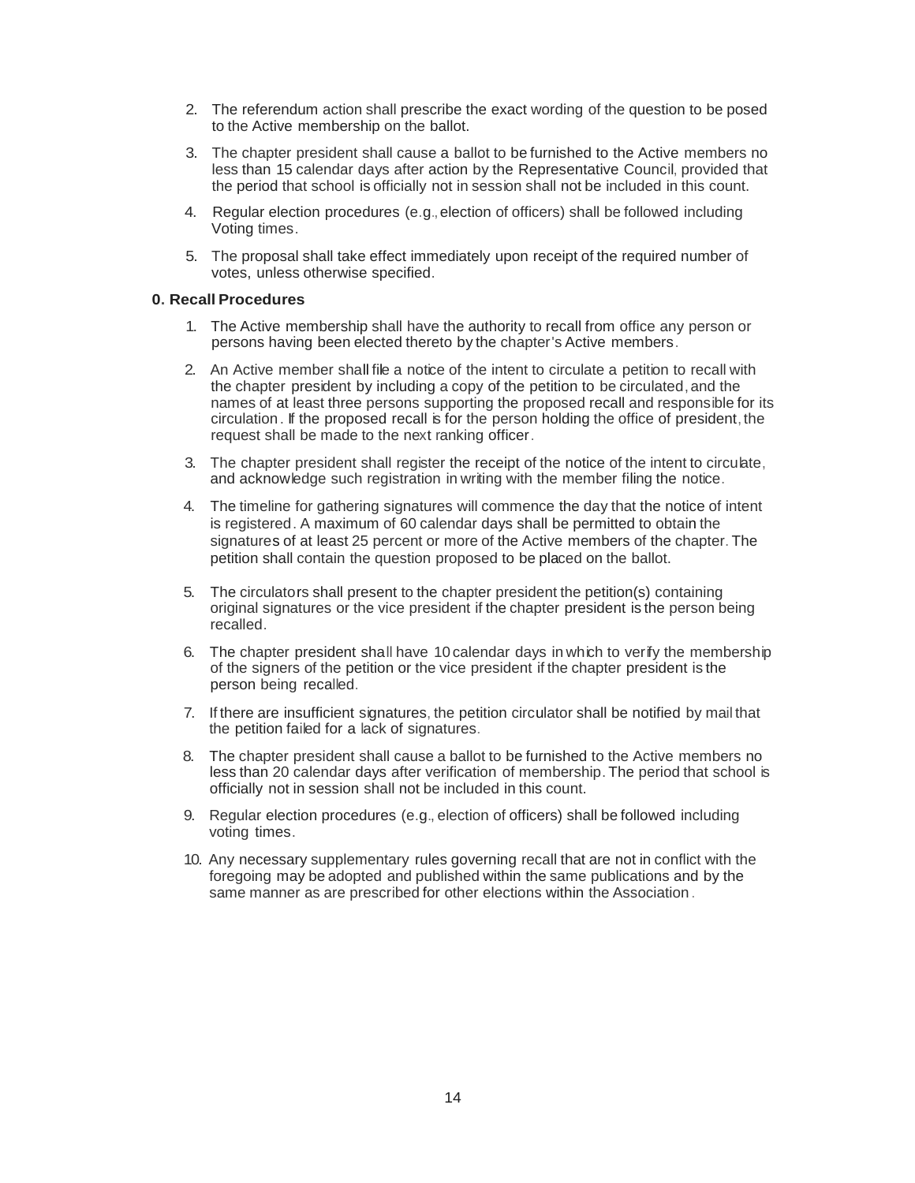2. The referendum action shall prescribe the exact wording of the question to be posed to the Active membership on the ballot.
3. The chapter president shall cause a ballot to be furnished to the Active members no less than 15 calendar days after action by the Representative Council, provided that the period that school is officially not in session shall not be included in this count.
4. Regular election procedures (e.g., election of officers) shall be followed including Voting times.
5. The proposal shall take effect immediately upon receipt of the required number of votes, unless otherwise specified.

**0. Recall Procedures**

1. The Active membership shall have the authority to recall from office any person or persons having been elected thereto by the chapter's Active members.
2. An Active member shall file a notice of the intent to circulate a petition to recall with the chapter president by including a copy of the petition to be circulated, and the names of at least three persons supporting the proposed recall and responsible for its circulation. If the proposed recall is for the person holding the office of president, the request shall be made to the next ranking officer.
3. The chapter president shall register the receipt of the notice of the intent to circulate, and acknowledge such registration in writing with the member filing the notice.
4. The timeline for gathering signatures will commence the day that the notice of intent is registered. A maximum of 60 calendar days shall be permitted to obtain the signatures of at least 25 percent or more of the Active members of the chapter. The petition shall contain the question proposed to be placed on the ballot.
5. The circulators shall present to the chapter president the petition(s) containing original signatures or the vice president if the chapter president is the person being recalled.
6. The chapter president shall have 10 calendar days in which to verify the membership of the signers of the petition or the vice president if the chapter president is the person being recalled.
7. If there are insufficient signatures, the petition circulator shall be notified by mail that the petition failed for a lack of signatures.
8. The chapter president shall cause a ballot to be furnished to the Active members no less than 20 calendar days after verification of membership. The period that school is officially not in session shall not be included in this count.
9. Regular election procedures (e.g., election of officers) shall be followed including voting times.
10. Any necessary supplementary rules governing recall that are not in conflict with the foregoing may be adopted and published within the same publications and by the same manner as are prescribed for other elections within the Association.